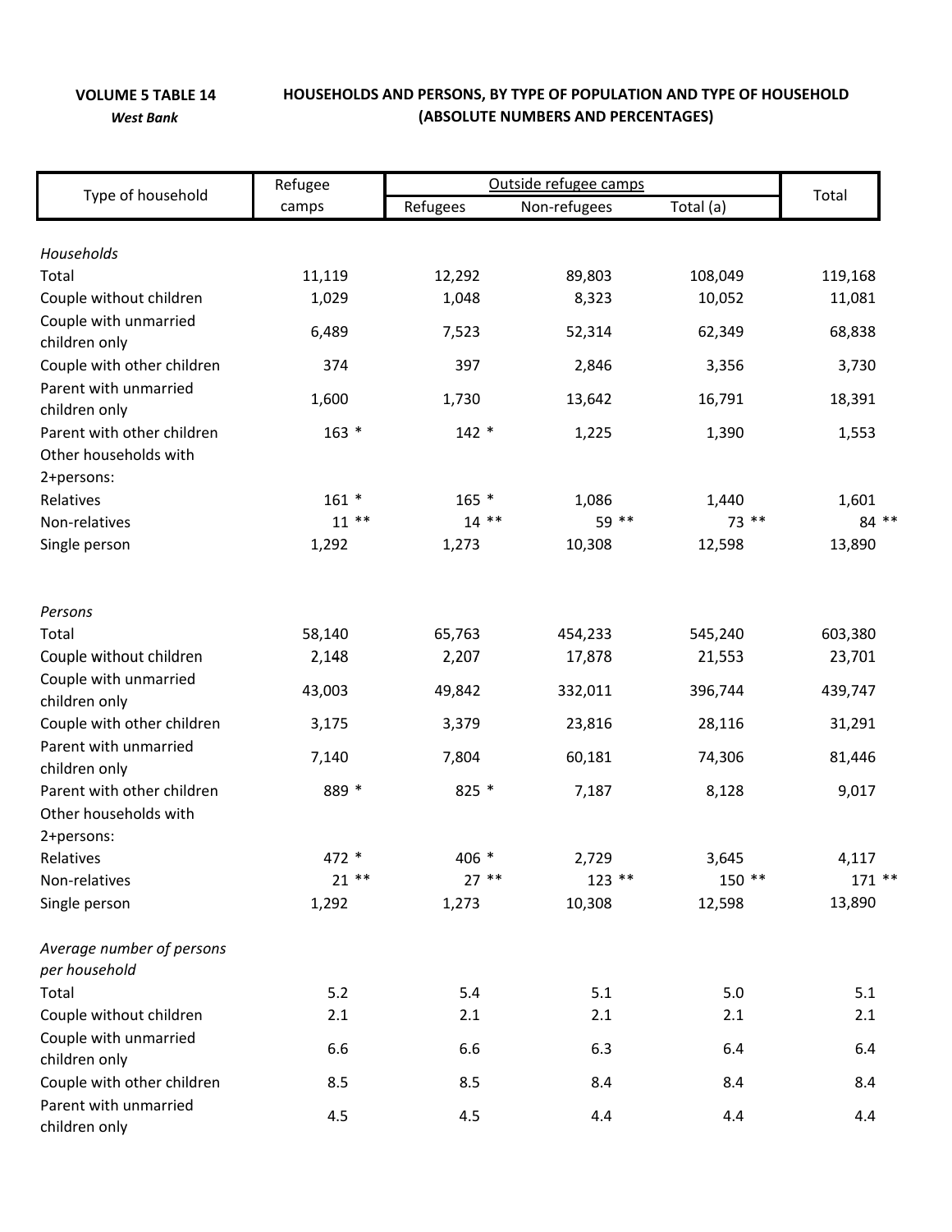**VOLUME 5 TABLE 14**

***West Bank***

**HOUSEHOLDS AND PERSONS, BY TYPE OF POPULATION AND TYPE OF HOUSEHOLD (ABSOLUTE NUMBERS AND PERCENTAGES)**

| Type of household | Refugee camps | Outside refugee camps | | | Total |
|---|---|---|---|---|---|
| | | Refugees | Non-refugees | Total (a) | |
| *Households* | | | | | |
| Total | 11,119 | 12,292 | 89,803 | 108,049 | 119,168 |
| Couple without children | 1,029 | 1,048 | 8,323 | 10,052 | 11,081 |
| Couple with unmarried children only | 6,489 | 7,523 | 52,314 | 62,349 | 68,838 |
| Couple with other children | 374 | 397 | 2,846 | 3,356 | 3,730 |
| Parent with unmarried children only | 1,600 | 1,730 | 13,642 | 16,791 | 18,391 |
| Parent with other children | 163 * | 142 * | 1,225 | 1,390 | 1,553 |
| Other households with 2+persons: | | | | | |
| Relatives | 161 * | 165 * | 1,086 | 1,440 | 1,601 |
| Non-relatives | 11 ** | 14 ** | 59 ** | 73 ** | 84 ** |
| Single person | 1,292 | 1,273 | 10,308 | 12,598 | 13,890 |
| *Persons* | | | | | |
| Total | 58,140 | 65,763 | 454,233 | 545,240 | 603,380 |
| Couple without children | 2,148 | 2,207 | 17,878 | 21,553 | 23,701 |
| Couple with unmarried children only | 43,003 | 49,842 | 332,011 | 396,744 | 439,747 |
| Couple with other children | 3,175 | 3,379 | 23,816 | 28,116 | 31,291 |
| Parent with unmarried children only | 7,140 | 7,804 | 60,181 | 74,306 | 81,446 |
| Parent with other children | 889 * | 825 * | 7,187 | 8,128 | 9,017 |
| Other households with 2+persons: | | | | | |
| Relatives | 472 * | 406 * | 2,729 | 3,645 | 4,117 |
| Non-relatives | 21 ** | 27 ** | 123 ** | 150 ** | 171 ** |
| Single person | 1,292 | 1,273 | 10,308 | 12,598 | 13,890 |
| *Average number of persons per household* | | | | | |
| Total | 5.2 | 5.4 | 5.1 | 5.0 | 5.1 |
| Couple without children | 2.1 | 2.1 | 2.1 | 2.1 | 2.1 |
| Couple with unmarried children only | 6.6 | 6.6 | 6.3 | 6.4 | 6.4 |
| Couple with other children | 8.5 | 8.5 | 8.4 | 8.4 | 8.4 |
| Parent with unmarried children only | 4.5 | 4.5 | 4.4 | 4.4 | 4.4 |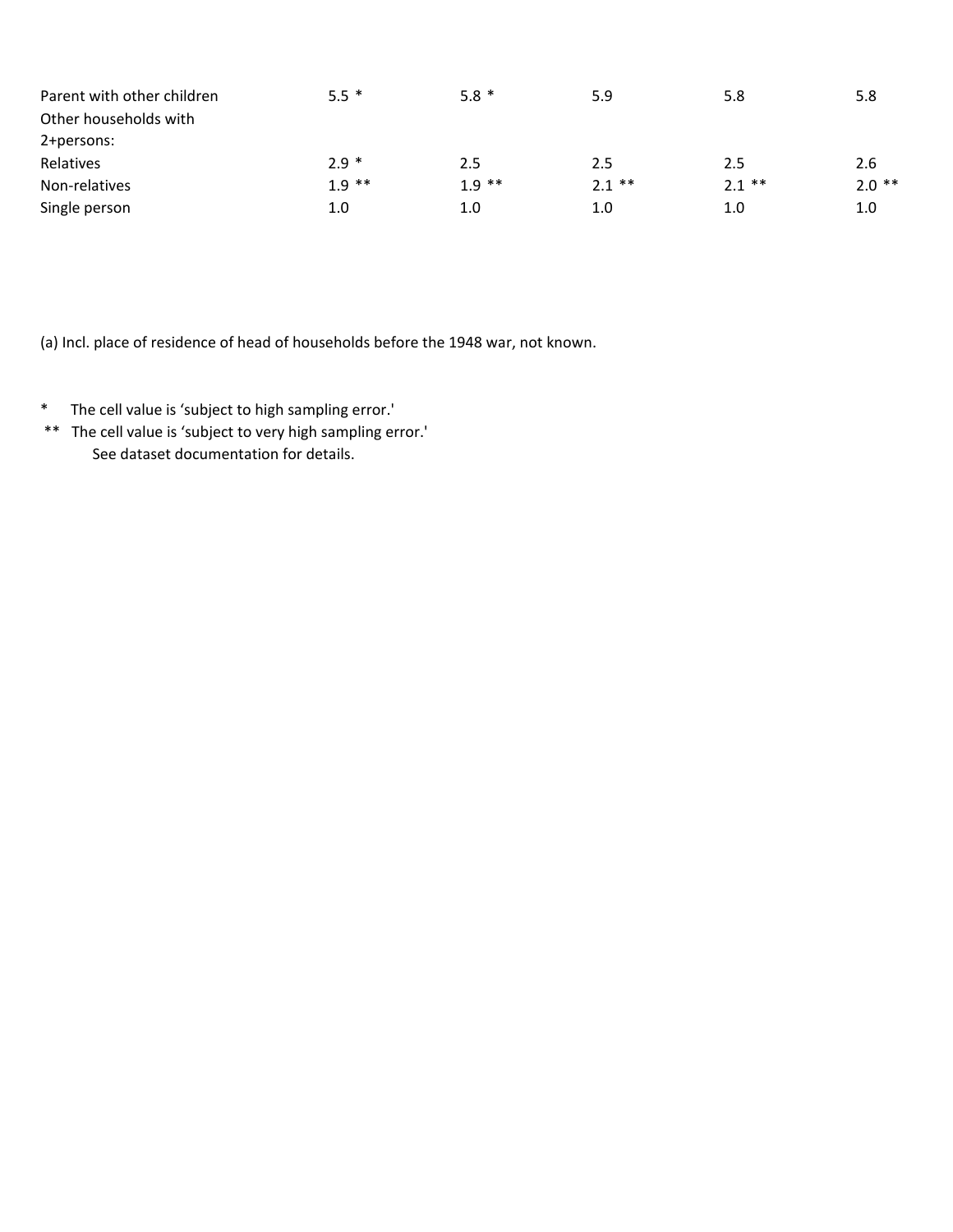| | | | | | |
|---|---|---|---|---|---|
| Parent with other children | 5.5 * | 5.8 * | 5.9 | 5.8 | 5.8 |
| Other households with 2+persons: | | | | | |
| Relatives | 2.9 * | 2.5 | 2.5 | 2.5 | 2.6 |
| Non-relatives | 1.9 ** | 1.9 ** | 2.1 ** | 2.1 ** | 2.0 ** |
| Single person | 1.0 | 1.0 | 1.0 | 1.0 | 1.0 |

(a) Incl. place of residence of head of households before the 1948 war, not known.

* The cell value is 'subject to high sampling error.'
** The cell value is 'subject to very high sampling error.'
See dataset documentation for details.